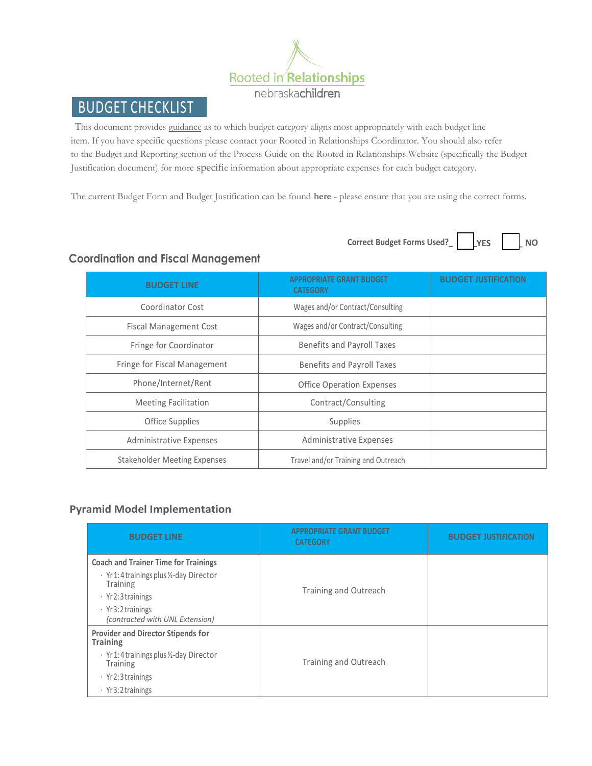Rooted in Relationships

nebraskachildren

# BUDGET CHECKLIST

This document provides guidance as to which budget category aligns most appropriately with each budget line item. If you have specific questions please contact your Rooted in Relationships Coordinator. You should also refer to the Budget and Reporting section of the Process Guide on the Rooted in Relationships Website (specifically the Budget Justification document) for more specific information about appropriate expenses for each budget category.

The current Budget Form and Budget Justification can be found **here** - please ensure that you are using the correct forms.

**Correct Budget Forms Used?** ☐ **YES** ☐ **NO**

## Coordination and Fiscal Management

| BUDGET LINE | APPROPRIATE GRANT BUDGET CATEGORY | BUDGET JUSTIFICATION |
|---|---|---|
| Coordinator Cost | Wages and/or Contract/Consulting | |
| Fiscal Management Cost | Wages and/or Contract/Consulting | |
| Fringe for Coordinator | Benefits and Payroll Taxes | |
| Fringe for Fiscal Management | Benefits and Payroll Taxes | |
| Phone/Internet/Rent | Office Operation Expenses | |
| Meeting Facilitation | Contract/Consulting | |
| Office Supplies | Supplies | |
| Administrative Expenses | Administrative Expenses | |
| Stakeholder Meeting Expenses | Travel and/or Training and Outreach | |

## Pyramid Model Implementation

| BUDGET LINE | APPROPRIATE GRANT BUDGET CATEGORY | BUDGET JUSTIFICATION |
|---|---|---|
| **Coach and Trainer Time for Trainings**<br>· Yr 1: 4 trainings plus ½-day Director Training<br>· Yr 2: 3 trainings<br>· Yr 3: 2 trainings<br>*(contracted with UNL Extension)* | Training and Outreach | |
| **Provider and Director Stipends for Training**<br>· Yr 1: 4 trainings plus ½-day Director Training<br>· Yr 2: 3 trainings<br>· Yr 3: 2 trainings | Training and Outreach | |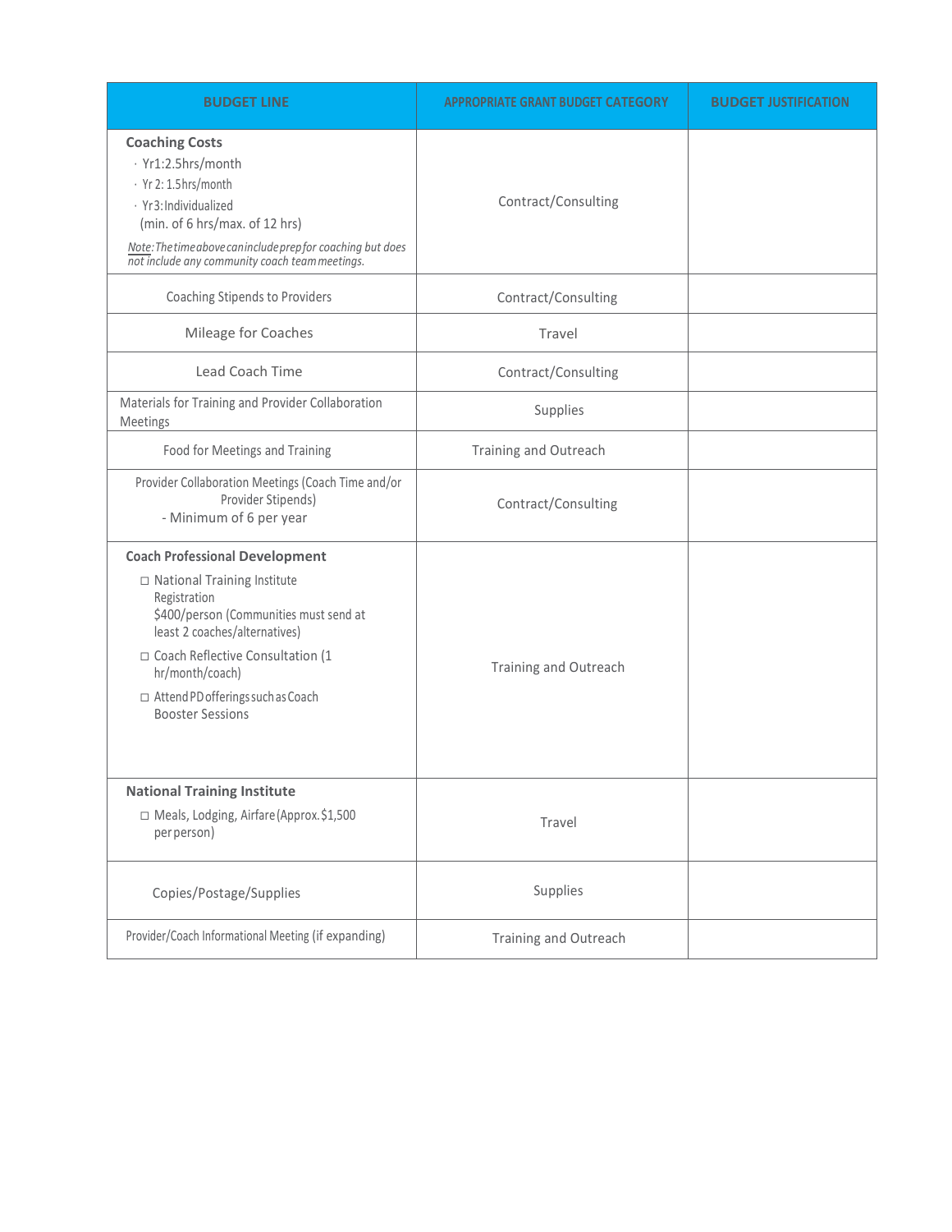| BUDGET LINE | APPROPRIATE GRANT BUDGET CATEGORY | BUDGET JUSTIFICATION |
|---|---|---|
| **Coaching Costs**<br>· Yr1:2.5hrs/month<br>· Yr 2: 1.5hrs/month<br>· Yr3: Individualized (min. of 6 hrs/max. of 12 hrs)<br>*Note: The time above can include prep for coaching but does not include any community coach team meetings.* | Contract/Consulting | |
| Coaching Stipends to Providers | Contract/Consulting | |
| Mileage for Coaches | Travel | |
| Lead Coach Time | Contract/Consulting | |
| Materials for Training and Provider Collaboration Meetings | Supplies | |
| Food for Meetings and Training | Training and Outreach | |
| Provider Collaboration Meetings (Coach Time and/or Provider Stipends)<br>- Minimum of 6 per year | Contract/Consulting | |
| **Coach Professional Development**<br>☐ National Training Institute Registration $400/person (Communities must send at least 2 coaches/alternatives)<br>☐ Coach Reflective Consultation (1 hr/month/coach)<br>☐ Attend PD offerings such as Coach Booster Sessions | Training and Outreach | |
| **National Training Institute**<br>☐ Meals, Lodging, Airfare (Approx. $1,500 per person) | Travel | |
| Copies/Postage/Supplies | Supplies | |
| Provider/Coach Informational Meeting (if expanding) | Training and Outreach | |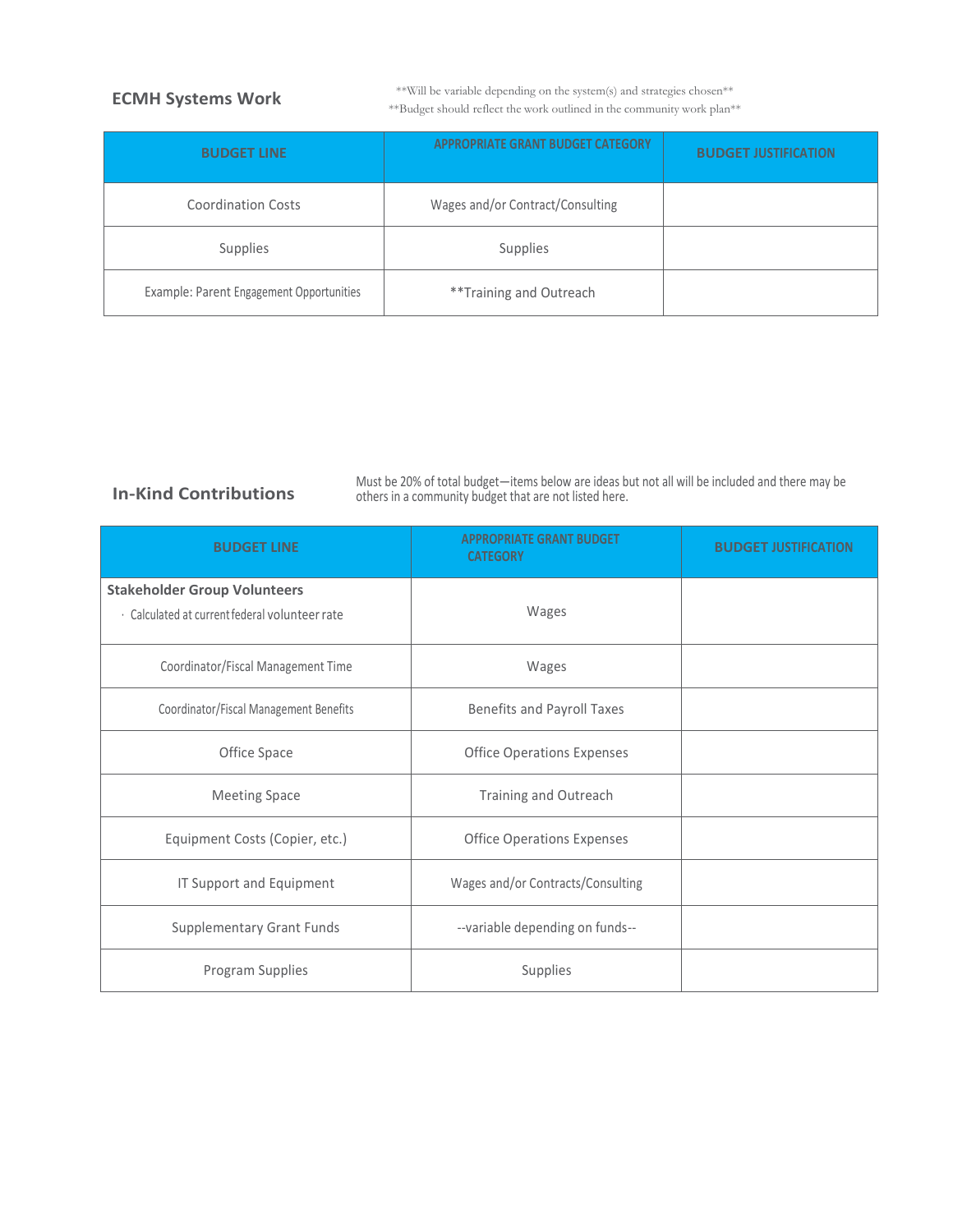## ECMH Systems Work

**Will be variable depending on the system(s) and strategies chosen**
**Budget should reflect the work outlined in the community work plan**

| BUDGET LINE | APPROPRIATE GRANT BUDGET CATEGORY | BUDGET JUSTIFICATION |
|---|---|---|
| Coordination Costs | Wages and/or Contract/Consulting | |
| Supplies | Supplies | |
| Example: Parent Engagement Opportunities | **Training and Outreach | |

## In-Kind Contributions

Must be 20% of total budget—items below are ideas but not all will be included and there may be others in a community budget that are not listed here.

| BUDGET LINE | APPROPRIATE GRANT BUDGET CATEGORY | BUDGET JUSTIFICATION |
|---|---|---|
| **Stakeholder Group Volunteers**<br>· Calculated at current federal volunteer rate | Wages | |
| Coordinator/Fiscal Management Time | Wages | |
| Coordinator/Fiscal Management Benefits | Benefits and Payroll Taxes | |
| Office Space | Office Operations Expenses | |
| Meeting Space | Training and Outreach | |
| Equipment Costs (Copier, etc.) | Office Operations Expenses | |
| IT Support and Equipment | Wages and/or Contracts/Consulting | |
| Supplementary Grant Funds | --variable depending on funds-- | |
| Program Supplies | Supplies | |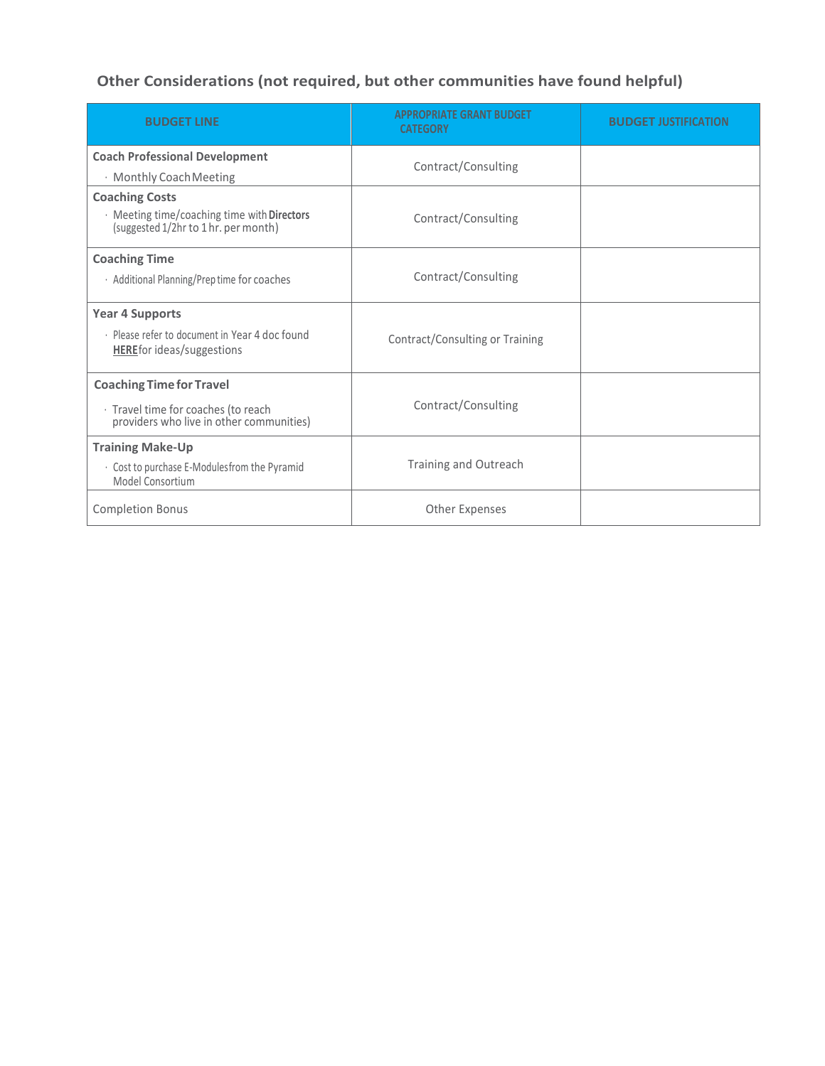## Other Considerations (not required, but other communities have found helpful)

| BUDGET LINE | APPROPRIATE GRANT BUDGET CATEGORY | BUDGET JUSTIFICATION |
|---|---|---|
| **Coach Professional Development**<br>· Monthly Coach Meeting | Contract/Consulting | |
| **Coaching Costs**<br>· Meeting time/coaching time with **Directors** (suggested 1/2hr to 1 hr. per month) | Contract/Consulting | |
| **Coaching Time**<br>· Additional Planning/Prep time for coaches | Contract/Consulting | |
| **Year 4 Supports**<br>· Please refer to document in Year 4 doc found **HERE** for ideas/suggestions | Contract/Consulting or Training | |
| **Coaching Time for Travel**<br>· Travel time for coaches (to reach providers who live in other communities) | Contract/Consulting | |
| **Training Make-Up**<br>· Cost to purchase E-Modules from the Pyramid Model Consortium | Training and Outreach | |
| Completion Bonus | Other Expenses | |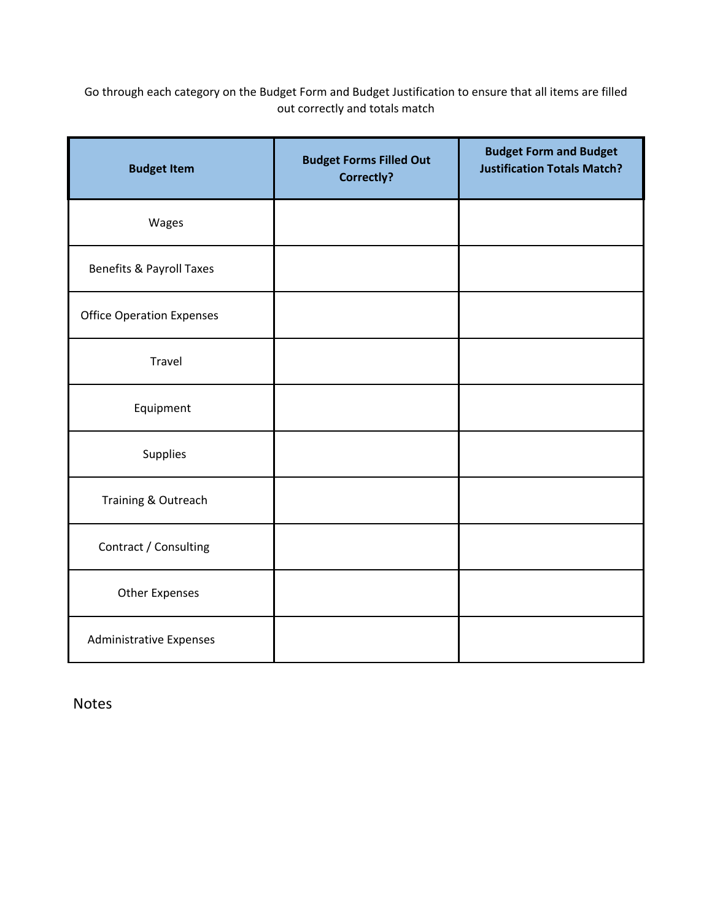Go through each category on the Budget Form and Budget Justification to ensure that all items are filled out correctly and totals match

| Budget Item | Budget Forms Filled Out Correctly? | Budget Form and Budget Justification Totals Match? |
| --- | --- | --- |
| Wages | | |
| Benefits & Payroll Taxes | | |
| Office Operation Expenses | | |
| Travel | | |
| Equipment | | |
| Supplies | | |
| Training & Outreach | | |
| Contract / Consulting | | |
| Other Expenses | | |
| Administrative Expenses | | |

Notes